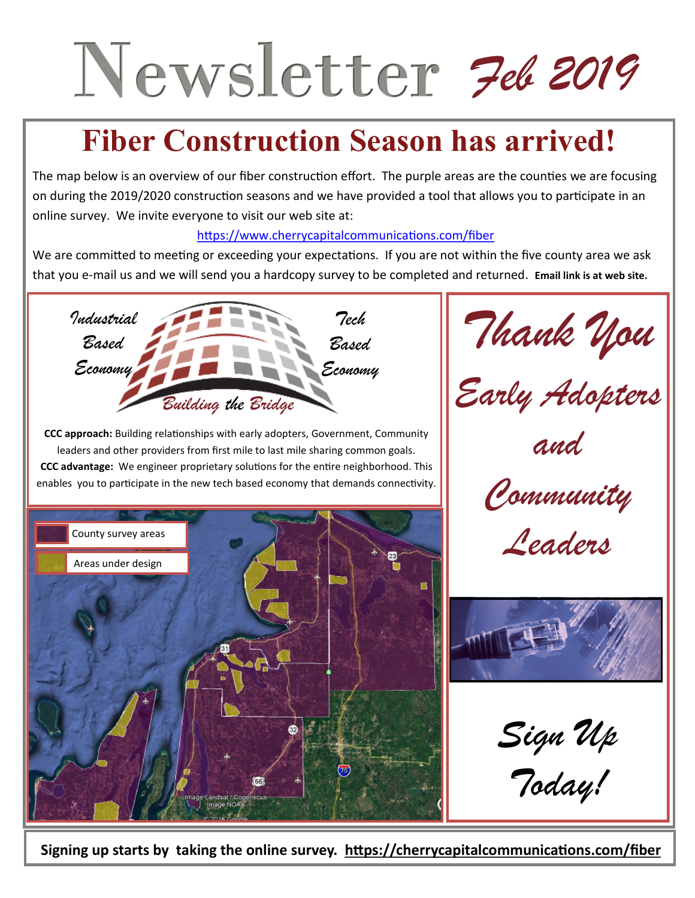# Newsletter *Feb 2019*

## Fiber Construction Season has arrived!

The map below is an overview of our fiber construction effort. The purple areas are the counties we are focusing on during the 2019/2020 construction seasons and we have provided a tool that allows you to participate in an online survey. We invite everyone to visit our web site at:

https://www.cherrycapitalcommunications.com/fiber

We are committed to meeting or exceeding your expectations. If you are not within the five county area we ask that you e-mail us and we will send you a hardcopy survey to be completed and returned. **Email link is at web site.**

*Industrial Based Economy* — *Building the Bridge* — *Tech Based Economy*

**CCC approach:** Building relationships with early adopters, Government, Community leaders and other providers from first mile to last mile sharing common goals.

**CCC advantage:** We engineer proprietary solutions for the entire neighborhood. This enables you to participate in the new tech based economy that demands connectivity.

County survey areas

Areas under design

*Thank You Early Adopters and Community Leaders*

*Sign Up Today!*

**Signing up starts by taking the online survey. https://cherrycapitalcommunications.com/fiber**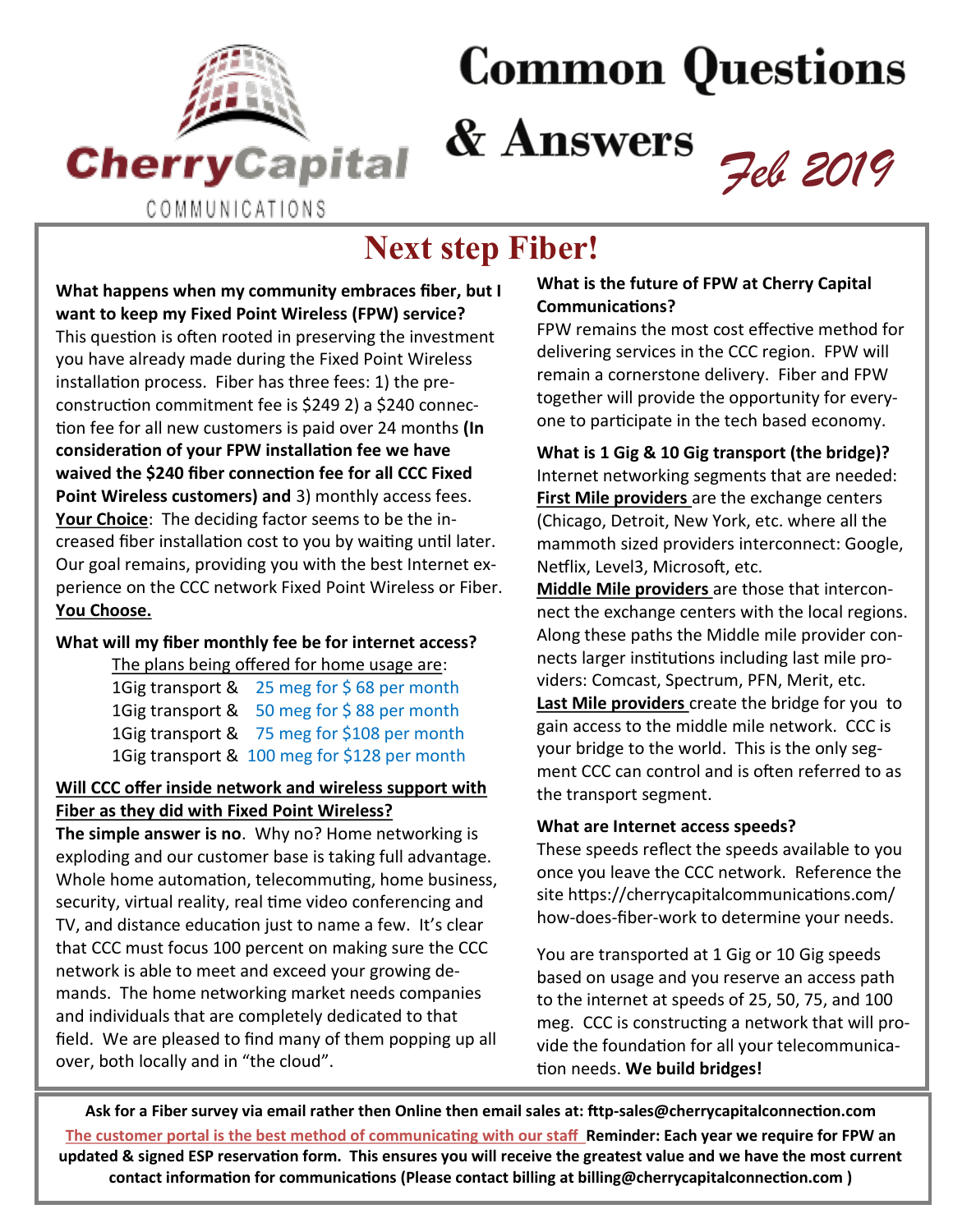CherryCapital COMMUNICATIONS

# Common Questions & Answers

*Feb 2019*

## Next step Fiber!

**What happens when my community embraces fiber, but I want to keep my Fixed Point Wireless (FPW) service?**
This question is often rooted in preserving the investment you have already made during the Fixed Point Wireless installation process. Fiber has three fees: 1) the pre-construction commitment fee is $249 2) a $240 connection fee for all new customers is paid over 24 months **(In consideration of your FPW installation fee we have waived the $240 fiber connection fee for all CCC Fixed Point Wireless customers) and** 3) monthly access fees.
**Your Choice**: The deciding factor seems to be the increased fiber installation cost to you by waiting until later. Our goal remains, providing you with the best Internet experience on the CCC network Fixed Point Wireless or Fiber. **You Choose.**

**What will my fiber monthly fee be for internet access?**

The plans being offered for home usage are:

1Gig transport & 25 meg for $ 68 per month
1Gig transport & 50 meg for $ 88 per month
1Gig transport & 75 meg for $108 per month
1Gig transport & 100 meg for $128 per month

**Will CCC offer inside network and wireless support with Fiber as they did with Fixed Point Wireless?**
**The simple answer is no**. Why no? Home networking is exploding and our customer base is taking full advantage. Whole home automation, telecommuting, home business, security, virtual reality, real time video conferencing and TV, and distance education just to name a few. It's clear that CCC must focus 100 percent on making sure the CCC network is able to meet and exceed your growing demands. The home networking market needs companies and individuals that are completely dedicated to that field. We are pleased to find many of them popping up all over, both locally and in "the cloud".

**What is the future of FPW at Cherry Capital Communications?**
FPW remains the most cost effective method for delivering services in the CCC region. FPW will remain a cornerstone delivery. Fiber and FPW together will provide the opportunity for everyone to participate in the tech based economy.

**What is 1 Gig & 10 Gig transport (the bridge)?**
Internet networking segments that are needed:
**First Mile providers** are the exchange centers (Chicago, Detroit, New York, etc. where all the mammoth sized providers interconnect: Google, Netflix, Level3, Microsoft, etc.
**Middle Mile providers** are those that interconnect the exchange centers with the local regions. Along these paths the Middle mile provider connects larger institutions including last mile providers: Comcast, Spectrum, PFN, Merit, etc.
**Last Mile providers** create the bridge for you to gain access to the middle mile network. CCC is your bridge to the world. This is the only segment CCC can control and is often referred to as the transport segment.

**What are Internet access speeds?**
These speeds reflect the speeds available to you once you leave the CCC network. Reference the site https://cherrycapitalcommunications.com/how-does-fiber-work to determine your needs.

You are transported at 1 Gig or 10 Gig speeds based on usage and you reserve an access path to the internet at speeds of 25, 50, 75, and 100 meg. CCC is constructing a network that will provide the foundation for all your telecommunication needs. **We build bridges!**

**Ask for a Fiber survey via email rather then Online then email sales at: fttp-sales@cherrycapitalconnection.com**

The customer portal is the best method of communicating with our staff **Reminder: Each year we require for FPW an updated & signed ESP reservation form. This ensures you will receive the greatest value and we have the most current contact information for communications (Please contact billing at billing@cherrycapitalconnection.com )**